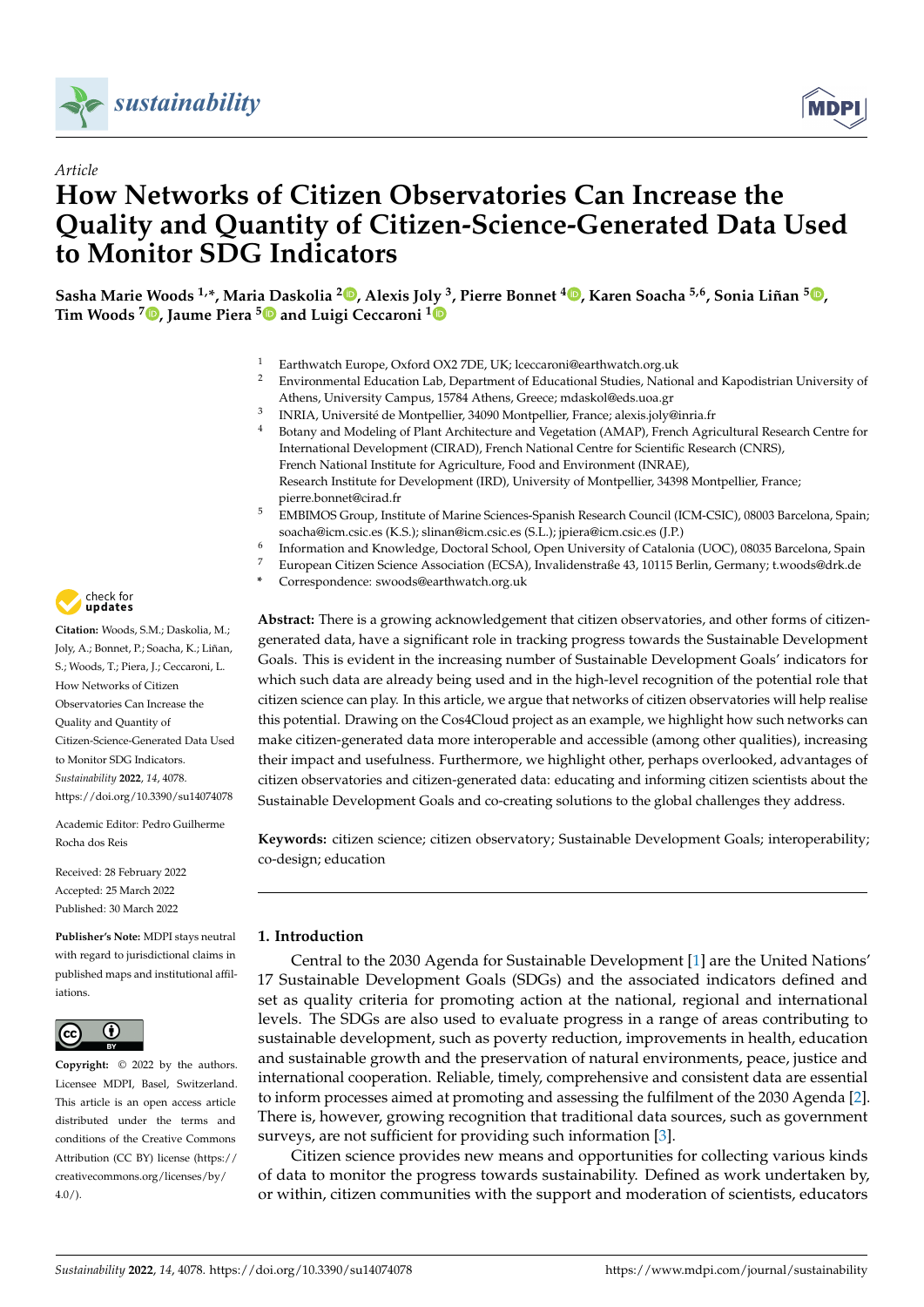*Article*

# How Networks of Citizen Observatories Can Increase the Quality and Quantity of Citizen-Science-Generated Data Used to Monitor SDG Indicators

**Sasha Marie Woods [1,*], Maria Daskolia [2], Alexis Joly [3], Pierre Bonnet [4], Karen Soacha [5,6], Sonia Liñan [5], Tim Woods [7], Jaume Piera [5] and Luigi Ceccaroni [1]**

[1] Earthwatch Europe, Oxford OX2 7DE, UK; lceccaroni@earthwatch.org.uk
[2] Environmental Education Lab, Department of Educational Studies, National and Kapodistrian University of Athens, University Campus, 15784 Athens, Greece; mdaskol@eds.uoa.gr
[3] INRIA, Université de Montpellier, 34090 Montpellier, France; alexis.joly@inria.fr
[4] Botany and Modeling of Plant Architecture and Vegetation (AMAP), French Agricultural Research Centre for International Development (CIRAD), French National Centre for Scientific Research (CNRS), French National Institute for Agriculture, Food and Environment (INRAE), Research Institute for Development (IRD), University of Montpellier, 34398 Montpellier, France; pierre.bonnet@cirad.fr
[5] EMBIMOS Group, Institute of Marine Sciences-Spanish Research Council (ICM-CSIC), 08003 Barcelona, Spain; soacha@icm.csic.es (K.S.); slinan@icm.csic.es (S.L.); jpiera@icm.csic.es (J.P.)
[6] Information and Knowledge, Doctoral School, Open University of Catalonia (UOC), 08035 Barcelona, Spain
[7] European Citizen Science Association (ECSA), Invalidenstraße 43, 10115 Berlin, Germany; t.woods@drk.de
\* Correspondence: swoods@earthwatch.org.uk

**Citation:** Woods, S.M.; Daskolia, M.; Joly, A.; Bonnet, P.; Soacha, K.; Liñan, S.; Woods, T.; Piera, J.; Ceccaroni, L. How Networks of Citizen Observatories Can Increase the Quality and Quantity of Citizen-Science-Generated Data Used to Monitor SDG Indicators. *Sustainability* **2022**, *14*, 4078. https://doi.org/10.3390/su14074078

Academic Editor: Pedro Guilherme Rocha dos Reis

Received: 28 February 2022
Accepted: 25 March 2022
Published: 30 March 2022

**Publisher's Note:** MDPI stays neutral with regard to jurisdictional claims in published maps and institutional affiliations.

**Copyright:** © 2022 by the authors. Licensee MDPI, Basel, Switzerland. This article is an open access article distributed under the terms and conditions of the Creative Commons Attribution (CC BY) license (https://creativecommons.org/licenses/by/4.0/).

**Abstract:** There is a growing acknowledgement that citizen observatories, and other forms of citizen-generated data, have a significant role in tracking progress towards the Sustainable Development Goals. This is evident in the increasing number of Sustainable Development Goals' indicators for which such data are already being used and in the high-level recognition of the potential role that citizen science can play. In this article, we argue that networks of citizen observatories will help realise this potential. Drawing on the Cos4Cloud project as an example, we highlight how such networks can make citizen-generated data more interoperable and accessible (among other qualities), increasing their impact and usefulness. Furthermore, we highlight other, perhaps overlooked, advantages of citizen observatories and citizen-generated data: educating and informing citizen scientists about the Sustainable Development Goals and co-creating solutions to the global challenges they address.

**Keywords:** citizen science; citizen observatory; Sustainable Development Goals; interoperability; co-design; education

## 1. Introduction

Central to the 2030 Agenda for Sustainable Development [1] are the United Nations' 17 Sustainable Development Goals (SDGs) and the associated indicators defined and set as quality criteria for promoting action at the national, regional and international levels. The SDGs are also used to evaluate progress in a range of areas contributing to sustainable development, such as poverty reduction, improvements in health, education and sustainable growth and the preservation of natural environments, peace, justice and international cooperation. Reliable, timely, comprehensive and consistent data are essential to inform processes aimed at promoting and assessing the fulfilment of the 2030 Agenda [2]. There is, however, growing recognition that traditional data sources, such as government surveys, are not sufficient for providing such information [3].

Citizen science provides new means and opportunities for collecting various kinds of data to monitor the progress towards sustainability. Defined as work undertaken by, or within, citizen communities with the support and moderation of scientists, educators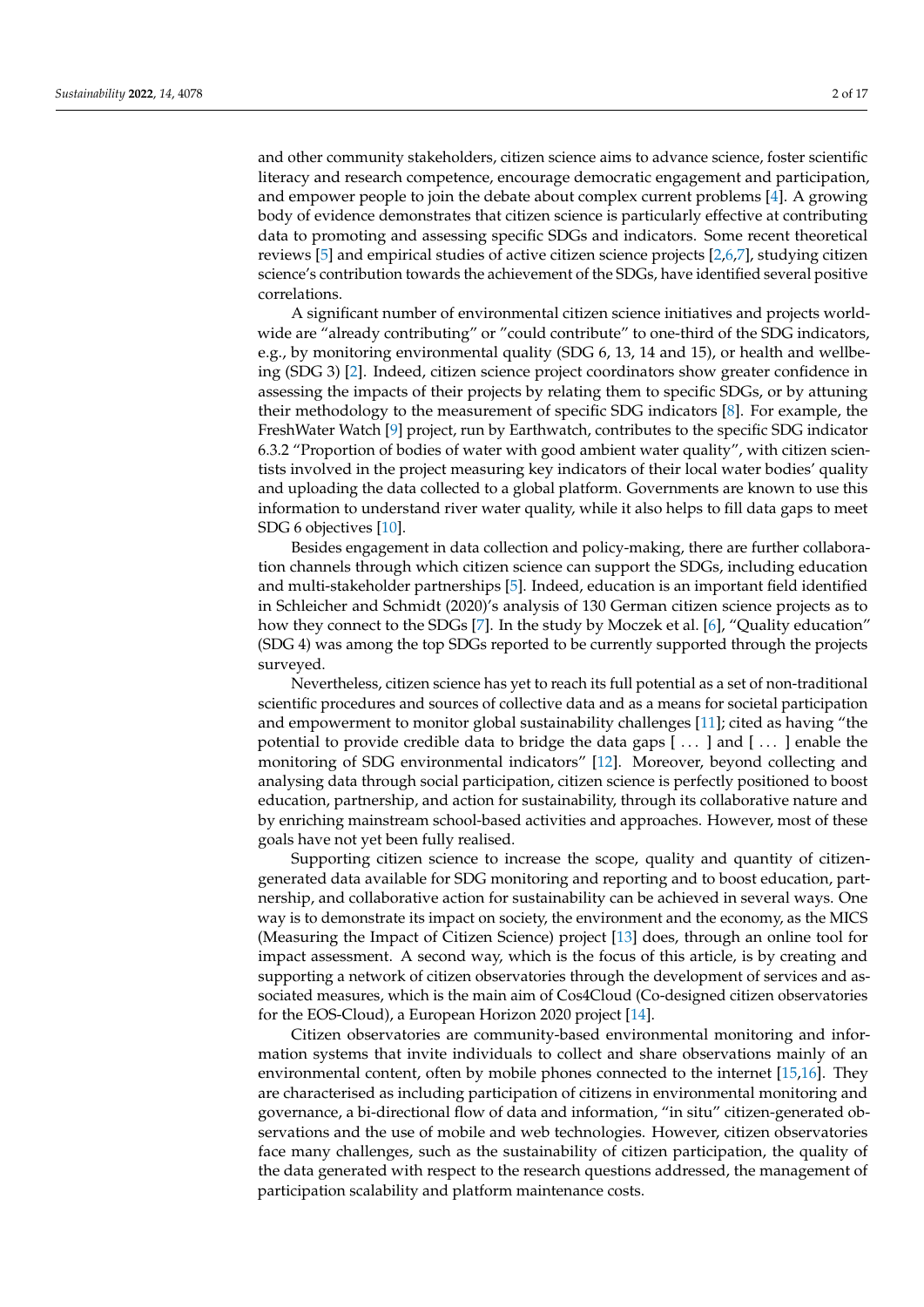and other community stakeholders, citizen science aims to advance science, foster scientific literacy and research competence, encourage democratic engagement and participation, and empower people to join the debate about complex current problems [4]. A growing body of evidence demonstrates that citizen science is particularly effective at contributing data to promoting and assessing specific SDGs and indicators. Some recent theoretical reviews [5] and empirical studies of active citizen science projects [2,6,7], studying citizen science's contribution towards the achievement of the SDGs, have identified several positive correlations.

A significant number of environmental citizen science initiatives and projects worldwide are "already contributing" or "could contribute" to one-third of the SDG indicators, e.g., by monitoring environmental quality (SDG 6, 13, 14 and 15), or health and wellbeing (SDG 3) [2]. Indeed, citizen science project coordinators show greater confidence in assessing the impacts of their projects by relating them to specific SDGs, or by attuning their methodology to the measurement of specific SDG indicators [8]. For example, the FreshWater Watch [9] project, run by Earthwatch, contributes to the specific SDG indicator 6.3.2 "Proportion of bodies of water with good ambient water quality", with citizen scientists involved in the project measuring key indicators of their local water bodies' quality and uploading the data collected to a global platform. Governments are known to use this information to understand river water quality, while it also helps to fill data gaps to meet SDG 6 objectives [10].

Besides engagement in data collection and policy-making, there are further collaboration channels through which citizen science can support the SDGs, including education and multi-stakeholder partnerships [5]. Indeed, education is an important field identified in Schleicher and Schmidt (2020)'s analysis of 130 German citizen science projects as to how they connect to the SDGs [7]. In the study by Moczek et al. [6], "Quality education" (SDG 4) was among the top SDGs reported to be currently supported through the projects surveyed.

Nevertheless, citizen science has yet to reach its full potential as a set of non-traditional scientific procedures and sources of collective data and as a means for societal participation and empowerment to monitor global sustainability challenges [11]; cited as having "the potential to provide credible data to bridge the data gaps [ ... ] and [ ... ] enable the monitoring of SDG environmental indicators" [12]. Moreover, beyond collecting and analysing data through social participation, citizen science is perfectly positioned to boost education, partnership, and action for sustainability, through its collaborative nature and by enriching mainstream school-based activities and approaches. However, most of these goals have not yet been fully realised.

Supporting citizen science to increase the scope, quality and quantity of citizen-generated data available for SDG monitoring and reporting and to boost education, partnership, and collaborative action for sustainability can be achieved in several ways. One way is to demonstrate its impact on society, the environment and the economy, as the MICS (Measuring the Impact of Citizen Science) project [13] does, through an online tool for impact assessment. A second way, which is the focus of this article, is by creating and supporting a network of citizen observatories through the development of services and associated measures, which is the main aim of Cos4Cloud (Co-designed citizen observatories for the EOS-Cloud), a European Horizon 2020 project [14].

Citizen observatories are community-based environmental monitoring and information systems that invite individuals to collect and share observations mainly of an environmental content, often by mobile phones connected to the internet [15,16]. They are characterised as including participation of citizens in environmental monitoring and governance, a bi-directional flow of data and information, "in situ" citizen-generated observations and the use of mobile and web technologies. However, citizen observatories face many challenges, such as the sustainability of citizen participation, the quality of the data generated with respect to the research questions addressed, the management of participation scalability and platform maintenance costs.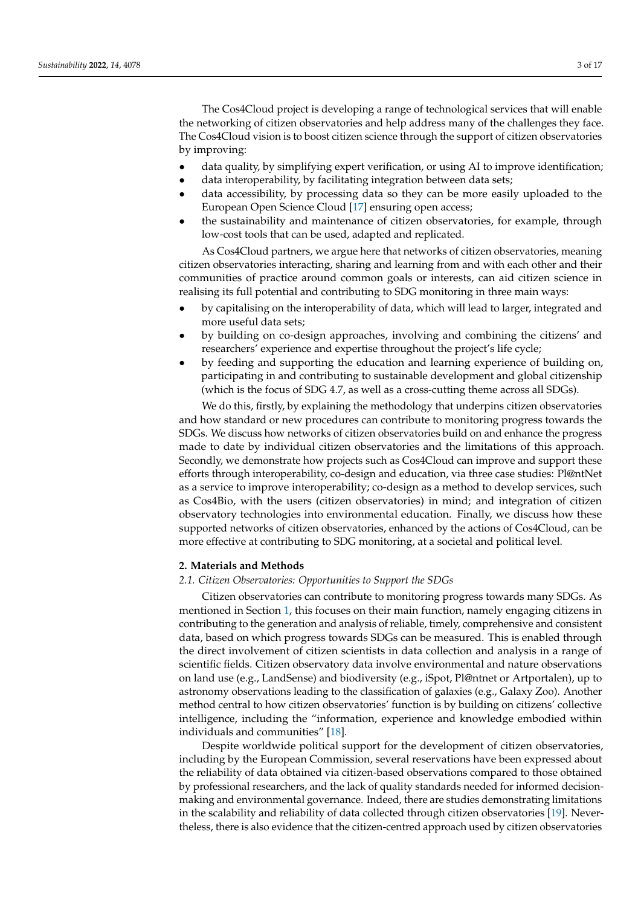The Cos4Cloud project is developing a range of technological services that will enable the networking of citizen observatories and help address many of the challenges they face. The Cos4Cloud vision is to boost citizen science through the support of citizen observatories by improving:

- data quality, by simplifying expert verification, or using AI to improve identification;
- data interoperability, by facilitating integration between data sets;
- data accessibility, by processing data so they can be more easily uploaded to the European Open Science Cloud [17] ensuring open access;
- the sustainability and maintenance of citizen observatories, for example, through low-cost tools that can be used, adapted and replicated.

As Cos4Cloud partners, we argue here that networks of citizen observatories, meaning citizen observatories interacting, sharing and learning from and with each other and their communities of practice around common goals or interests, can aid citizen science in realising its full potential and contributing to SDG monitoring in three main ways:

- by capitalising on the interoperability of data, which will lead to larger, integrated and more useful data sets;
- by building on co-design approaches, involving and combining the citizens' and researchers' experience and expertise throughout the project's life cycle;
- by feeding and supporting the education and learning experience of building on, participating in and contributing to sustainable development and global citizenship (which is the focus of SDG 4.7, as well as a cross-cutting theme across all SDGs).

We do this, firstly, by explaining the methodology that underpins citizen observatories and how standard or new procedures can contribute to monitoring progress towards the SDGs. We discuss how networks of citizen observatories build on and enhance the progress made to date by individual citizen observatories and the limitations of this approach. Secondly, we demonstrate how projects such as Cos4Cloud can improve and support these efforts through interoperability, co-design and education, via three case studies: Pl@ntNet as a service to improve interoperability; co-design as a method to develop services, such as Cos4Bio, with the users (citizen observatories) in mind; and integration of citizen observatory technologies into environmental education. Finally, we discuss how these supported networks of citizen observatories, enhanced by the actions of Cos4Cloud, can be more effective at contributing to SDG monitoring, at a societal and political level.

## 2. Materials and Methods

### 2.1. Citizen Observatories: Opportunities to Support the SDGs

Citizen observatories can contribute to monitoring progress towards many SDGs. As mentioned in Section 1, this focuses on their main function, namely engaging citizens in contributing to the generation and analysis of reliable, timely, comprehensive and consistent data, based on which progress towards SDGs can be measured. This is enabled through the direct involvement of citizen scientists in data collection and analysis in a range of scientific fields. Citizen observatory data involve environmental and nature observations on land use (e.g., LandSense) and biodiversity (e.g., iSpot, Pl@ntnet or Artportalen), up to astronomy observations leading to the classification of galaxies (e.g., Galaxy Zoo). Another method central to how citizen observatories' function is by building on citizens' collective intelligence, including the "information, experience and knowledge embodied within individuals and communities" [18].

Despite worldwide political support for the development of citizen observatories, including by the European Commission, several reservations have been expressed about the reliability of data obtained via citizen-based observations compared to those obtained by professional researchers, and the lack of quality standards needed for informed decision-making and environmental governance. Indeed, there are studies demonstrating limitations in the scalability and reliability of data collected through citizen observatories [19]. Nevertheless, there is also evidence that the citizen-centred approach used by citizen observatories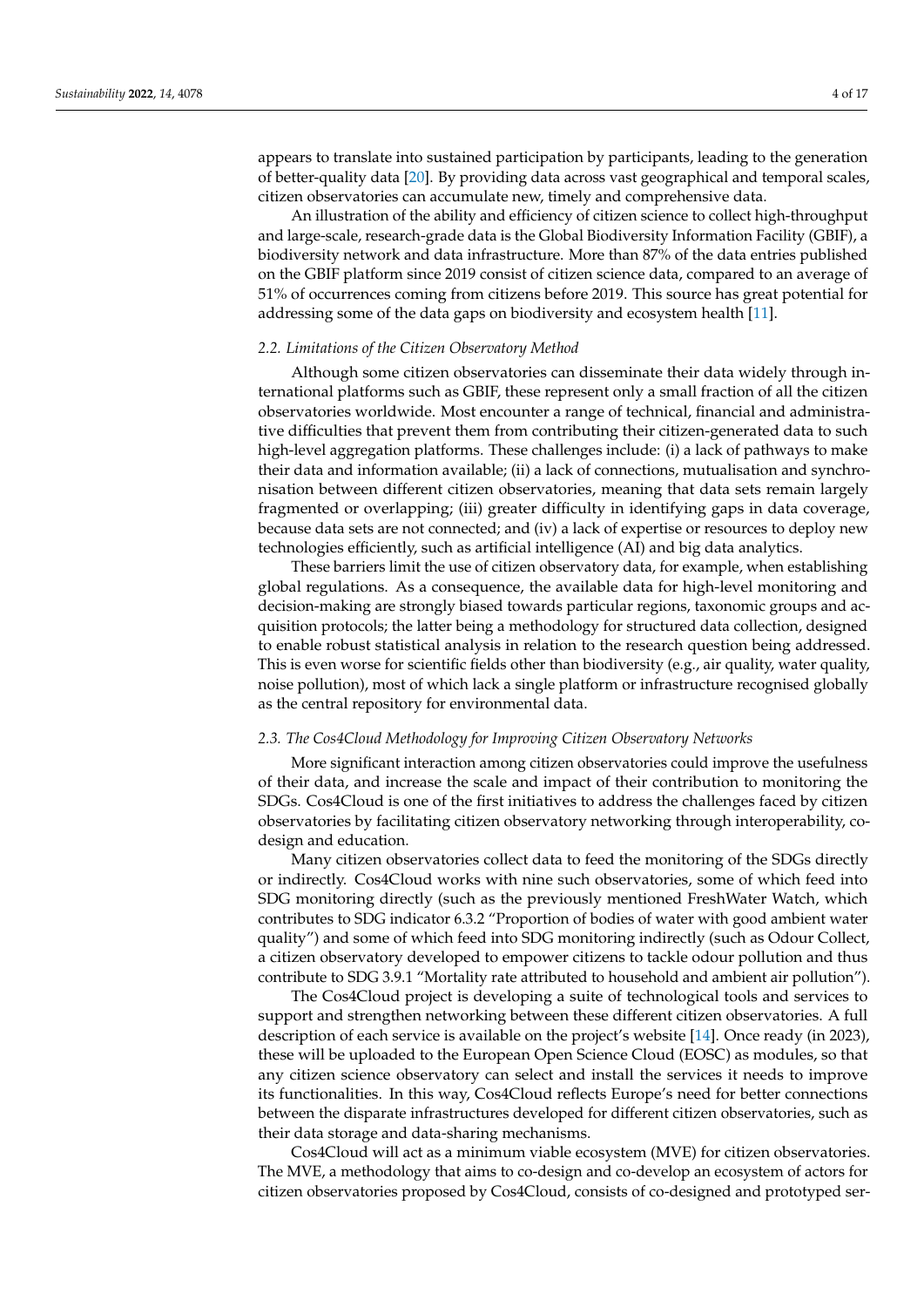appears to translate into sustained participation by participants, leading to the generation of better-quality data [20]. By providing data across vast geographical and temporal scales, citizen observatories can accumulate new, timely and comprehensive data.

An illustration of the ability and efficiency of citizen science to collect high-throughput and large-scale, research-grade data is the Global Biodiversity Information Facility (GBIF), a biodiversity network and data infrastructure. More than 87% of the data entries published on the GBIF platform since 2019 consist of citizen science data, compared to an average of 51% of occurrences coming from citizens before 2019. This source has great potential for addressing some of the data gaps on biodiversity and ecosystem health [11].

### *2.2. Limitations of the Citizen Observatory Method*

Although some citizen observatories can disseminate their data widely through international platforms such as GBIF, these represent only a small fraction of all the citizen observatories worldwide. Most encounter a range of technical, financial and administrative difficulties that prevent them from contributing their citizen-generated data to such high-level aggregation platforms. These challenges include: (i) a lack of pathways to make their data and information available; (ii) a lack of connections, mutualisation and synchronisation between different citizen observatories, meaning that data sets remain largely fragmented or overlapping; (iii) greater difficulty in identifying gaps in data coverage, because data sets are not connected; and (iv) a lack of expertise or resources to deploy new technologies efficiently, such as artificial intelligence (AI) and big data analytics.

These barriers limit the use of citizen observatory data, for example, when establishing global regulations. As a consequence, the available data for high-level monitoring and decision-making are strongly biased towards particular regions, taxonomic groups and acquisition protocols; the latter being a methodology for structured data collection, designed to enable robust statistical analysis in relation to the research question being addressed. This is even worse for scientific fields other than biodiversity (e.g., air quality, water quality, noise pollution), most of which lack a single platform or infrastructure recognised globally as the central repository for environmental data.

### *2.3. The Cos4Cloud Methodology for Improving Citizen Observatory Networks*

More significant interaction among citizen observatories could improve the usefulness of their data, and increase the scale and impact of their contribution to monitoring the SDGs. Cos4Cloud is one of the first initiatives to address the challenges faced by citizen observatories by facilitating citizen observatory networking through interoperability, co-design and education.

Many citizen observatories collect data to feed the monitoring of the SDGs directly or indirectly. Cos4Cloud works with nine such observatories, some of which feed into SDG monitoring directly (such as the previously mentioned FreshWater Watch, which contributes to SDG indicator 6.3.2 "Proportion of bodies of water with good ambient water quality") and some of which feed into SDG monitoring indirectly (such as Odour Collect, a citizen observatory developed to empower citizens to tackle odour pollution and thus contribute to SDG 3.9.1 "Mortality rate attributed to household and ambient air pollution").

The Cos4Cloud project is developing a suite of technological tools and services to support and strengthen networking between these different citizen observatories. A full description of each service is available on the project's website [14]. Once ready (in 2023), these will be uploaded to the European Open Science Cloud (EOSC) as modules, so that any citizen science observatory can select and install the services it needs to improve its functionalities. In this way, Cos4Cloud reflects Europe's need for better connections between the disparate infrastructures developed for different citizen observatories, such as their data storage and data-sharing mechanisms.

Cos4Cloud will act as a minimum viable ecosystem (MVE) for citizen observatories. The MVE, a methodology that aims to co-design and co-develop an ecosystem of actors for citizen observatories proposed by Cos4Cloud, consists of co-designed and prototyped ser-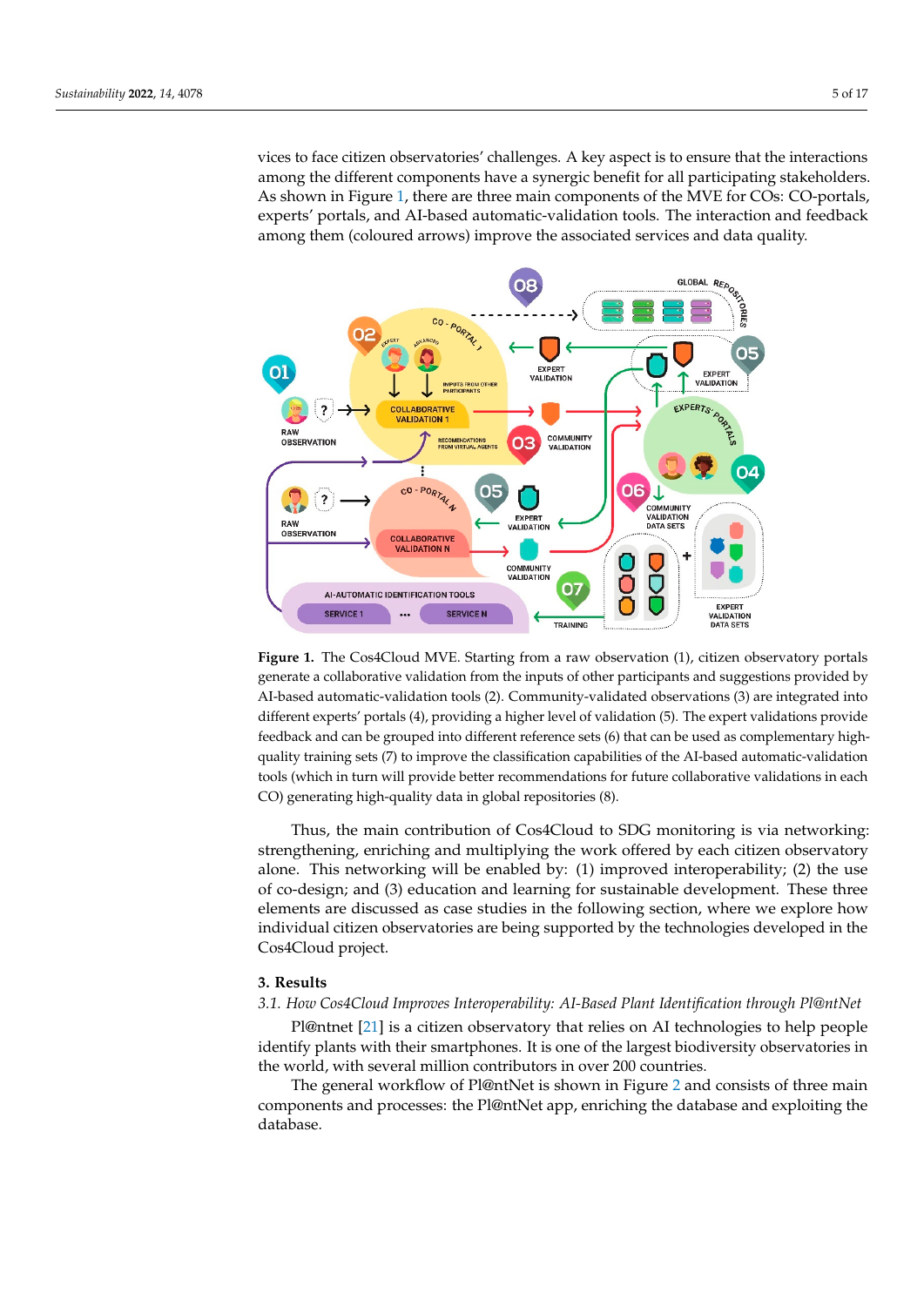vices to face citizen observatories' challenges. A key aspect is to ensure that the interactions among the different components have a synergic benefit for all participating stakeholders. As shown in Figure 1, there are three main components of the MVE for COs: CO-portals, experts' portals, and AI-based automatic-validation tools. The interaction and feedback among them (coloured arrows) improve the associated services and data quality.

**Figure 1.** The Cos4Cloud MVE. Starting from a raw observation (1), citizen observatory portals generate a collaborative validation from the inputs of other participants and suggestions provided by AI-based automatic-validation tools (2). Community-validated observations (3) are integrated into different experts' portals (4), providing a higher level of validation (5). The expert validations provide feedback and can be grouped into different reference sets (6) that can be used as complementary high-quality training sets (7) to improve the classification capabilities of the AI-based automatic-validation tools (which in turn will provide better recommendations for future collaborative validations in each CO) generating high-quality data in global repositories (8).

Thus, the main contribution of Cos4Cloud to SDG monitoring is via networking: strengthening, enriching and multiplying the work offered by each citizen observatory alone. This networking will be enabled by: (1) improved interoperability; (2) the use of co-design; and (3) education and learning for sustainable development. These three elements are discussed as case studies in the following section, where we explore how individual citizen observatories are being supported by the technologies developed in the Cos4Cloud project.

## 3. Results

### 3.1. How Cos4Cloud Improves Interoperability: AI-Based Plant Identification through Pl@ntNet

Pl@ntnet [21] is a citizen observatory that relies on AI technologies to help people identify plants with their smartphones. It is one of the largest biodiversity observatories in the world, with several million contributors in over 200 countries.

The general workflow of Pl@ntNet is shown in Figure 2 and consists of three main components and processes: the Pl@ntNet app, enriching the database and exploiting the database.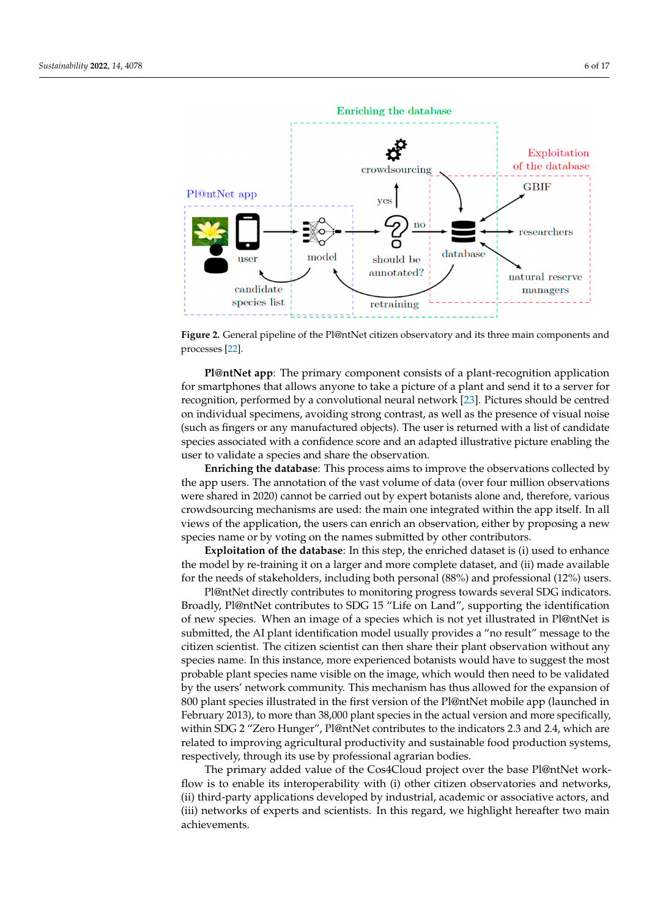**Figure 2.** General pipeline of the Pl@ntNet citizen observatory and its three main components and processes [22].

**Pl@ntNet app**: The primary component consists of a plant-recognition application for smartphones that allows anyone to take a picture of a plant and send it to a server for recognition, performed by a convolutional neural network [23]. Pictures should be centred on individual specimens, avoiding strong contrast, as well as the presence of visual noise (such as fingers or any manufactured objects). The user is returned with a list of candidate species associated with a confidence score and an adapted illustrative picture enabling the user to validate a species and share the observation.

**Enriching the database**: This process aims to improve the observations collected by the app users. The annotation of the vast volume of data (over four million observations were shared in 2020) cannot be carried out by expert botanists alone and, therefore, various crowdsourcing mechanisms are used: the main one integrated within the app itself. In all views of the application, the users can enrich an observation, either by proposing a new species name or by voting on the names submitted by other contributors.

**Exploitation of the database**: In this step, the enriched dataset is (i) used to enhance the model by re-training it on a larger and more complete dataset, and (ii) made available for the needs of stakeholders, including both personal (88%) and professional (12%) users.

Pl@ntNet directly contributes to monitoring progress towards several SDG indicators. Broadly, Pl@ntNet contributes to SDG 15 "Life on Land", supporting the identification of new species. When an image of a species which is not yet illustrated in Pl@ntNet is submitted, the AI plant identification model usually provides a "no result" message to the citizen scientist. The citizen scientist can then share their plant observation without any species name. In this instance, more experienced botanists would have to suggest the most probable plant species name visible on the image, which would then need to be validated by the users' network community. This mechanism has thus allowed for the expansion of 800 plant species illustrated in the first version of the Pl@ntNet mobile app (launched in February 2013), to more than 38,000 plant species in the actual version and more specifically, within SDG 2 "Zero Hunger", Pl@ntNet contributes to the indicators 2.3 and 2.4, which are related to improving agricultural productivity and sustainable food production systems, respectively, through its use by professional agrarian bodies.

The primary added value of the Cos4Cloud project over the base Pl@ntNet workflow is to enable its interoperability with (i) other citizen observatories and networks, (ii) third-party applications developed by industrial, academic or associative actors, and (iii) networks of experts and scientists. In this regard, we highlight hereafter two main achievements.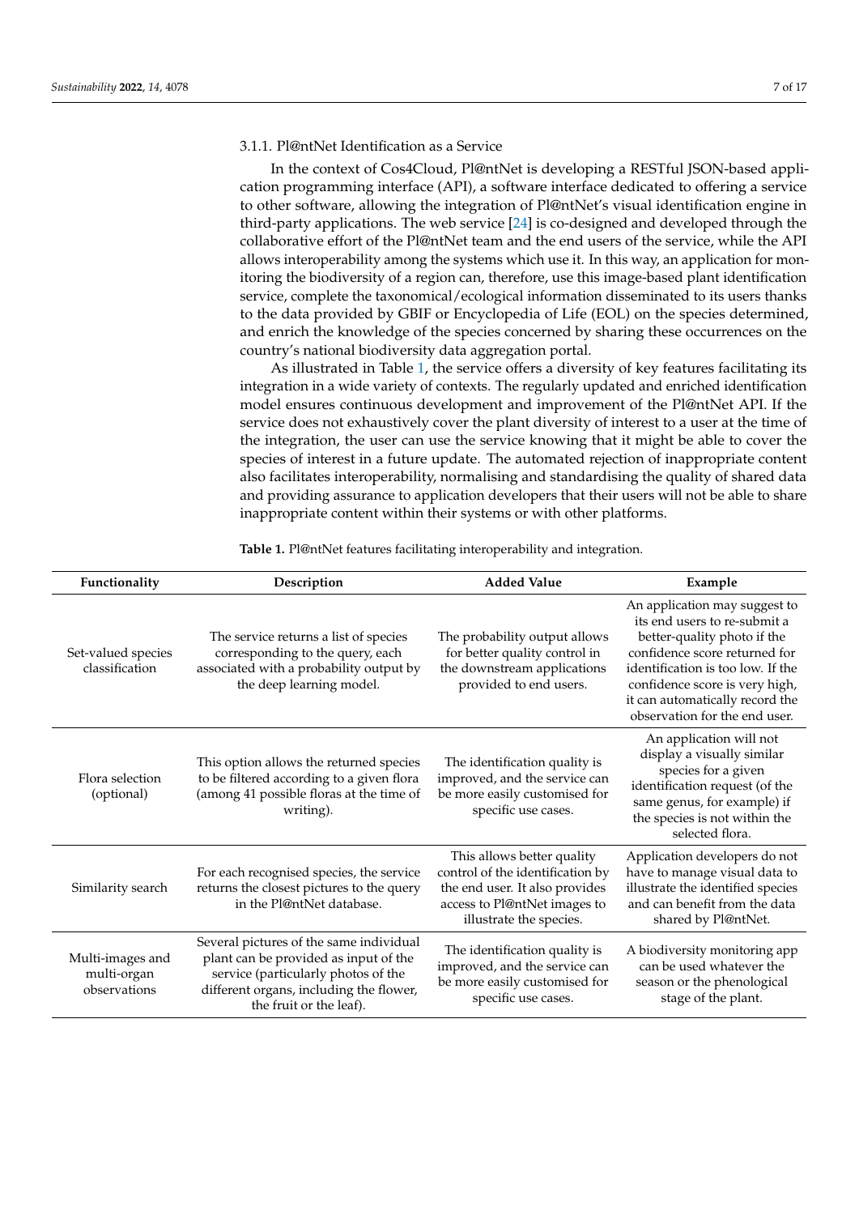#### 3.1.1. Pl@ntNet Identification as a Service

In the context of Cos4Cloud, Pl@ntNet is developing a RESTful JSON-based application programming interface (API), a software interface dedicated to offering a service to other software, allowing the integration of Pl@ntNet's visual identification engine in third-party applications. The web service [24] is co-designed and developed through the collaborative effort of the Pl@ntNet team and the end users of the service, while the API allows interoperability among the systems which use it. In this way, an application for monitoring the biodiversity of a region can, therefore, use this image-based plant identification service, complete the taxonomical/ecological information disseminated to its users thanks to the data provided by GBIF or Encyclopedia of Life (EOL) on the species determined, and enrich the knowledge of the species concerned by sharing these occurrences on the country's national biodiversity data aggregation portal.

As illustrated in Table 1, the service offers a diversity of key features facilitating its integration in a wide variety of contexts. The regularly updated and enriched identification model ensures continuous development and improvement of the Pl@ntNet API. If the service does not exhaustively cover the plant diversity of interest to a user at the time of the integration, the user can use the service knowing that it might be able to cover the species of interest in a future update. The automated rejection of inappropriate content also facilitates interoperability, normalising and standardising the quality of shared data and providing assurance to application developers that their users will not be able to share inappropriate content within their systems or with other platforms.

**Table 1.** Pl@ntNet features facilitating interoperability and integration.

| Functionality | Description | Added Value | Example |
|---|---|---|---|
| Set-valued species classification | The service returns a list of species corresponding to the query, each associated with a probability output by the deep learning model. | The probability output allows for better quality control in the downstream applications provided to end users. | An application may suggest to its end users to re-submit a better-quality photo if the confidence score returned for identification is too low. If the confidence score is very high, it can automatically record the observation for the end user. |
| Flora selection (optional) | This option allows the returned species to be filtered according to a given flora (among 41 possible floras at the time of writing). | The identification quality is improved, and the service can be more easily customised for specific use cases. | An application will not display a visually similar species for a given identification request (of the same genus, for example) if the species is not within the selected flora. |
| Similarity search | For each recognised species, the service returns the closest pictures to the query in the Pl@ntNet database. | This allows better quality control of the identification by the end user. It also provides access to Pl@ntNet images to illustrate the species. | Application developers do not have to manage visual data to illustrate the identified species and can benefit from the data shared by Pl@ntNet. |
| Multi-images and multi-organ observations | Several pictures of the same individual plant can be provided as input of the service (particularly photos of the different organs, including the flower, the fruit or the leaf). | The identification quality is improved, and the service can be more easily customised for specific use cases. | A biodiversity monitoring app can be used whatever the season or the phenological stage of the plant. |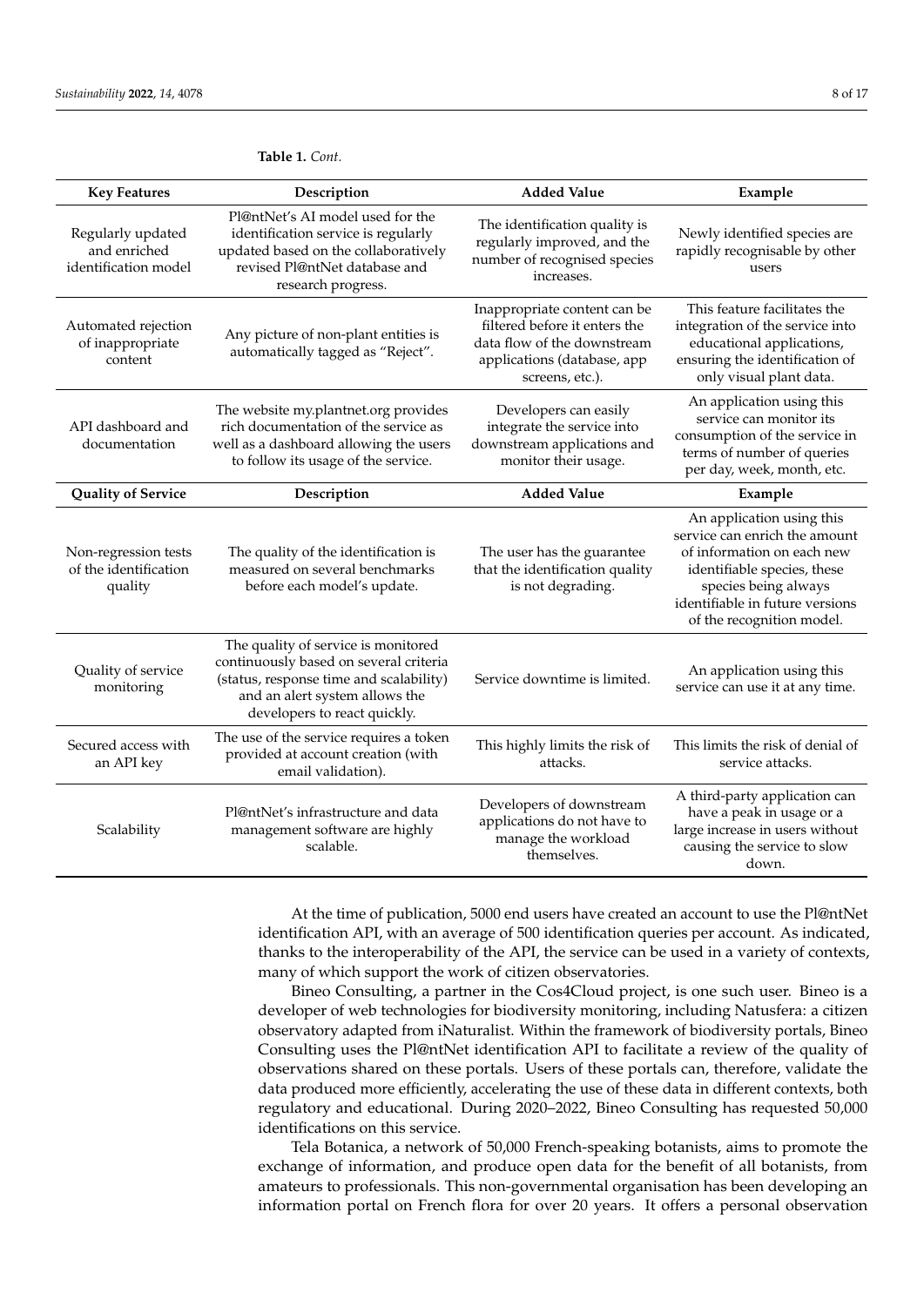**Table 1.** *Cont.*

| Key Features | Description | Added Value | Example |
|---|---|---|---|
| Regularly updated and enriched identification model | Pl@ntNet's AI model used for the identification service is regularly updated based on the collaboratively revised Pl@ntNet database and research progress. | The identification quality is regularly improved, and the number of recognised species increases. | Newly identified species are rapidly recognisable by other users |
| Automated rejection of inappropriate content | Any picture of non-plant entities is automatically tagged as "Reject". | Inappropriate content can be filtered before it enters the data flow of the downstream applications (database, app screens, etc.). | This feature facilitates the integration of the service into educational applications, ensuring the identification of only visual plant data. |
| API dashboard and documentation | The website my.plantnet.org provides rich documentation of the service as well as a dashboard allowing the users to follow its usage of the service. | Developers can easily integrate the service into downstream applications and monitor their usage. | An application using this service can monitor its consumption of the service in terms of number of queries per day, week, month, etc. |
| **Quality of Service** | **Description** | **Added Value** | **Example** |
| Non-regression tests of the identification quality | The quality of the identification is measured on several benchmarks before each model's update. | The user has the guarantee that the identification quality is not degrading. | An application using this service can enrich the amount of information on each new identifiable species, these species being always identifiable in future versions of the recognition model. |
| Quality of service monitoring | The quality of service is monitored continuously based on several criteria (status, response time and scalability) and an alert system allows the developers to react quickly. | Service downtime is limited. | An application using this service can use it at any time. |
| Secured access with an API key | The use of the service requires a token provided at account creation (with email validation). | This highly limits the risk of attacks. | This limits the risk of denial of service attacks. |
| Scalability | Pl@ntNet's infrastructure and data management software are highly scalable. | Developers of downstream applications do not have to manage the workload themselves. | A third-party application can have a peak in usage or a large increase in users without causing the service to slow down. |

At the time of publication, 5000 end users have created an account to use the Pl@ntNet identification API, with an average of 500 identification queries per account. As indicated, thanks to the interoperability of the API, the service can be used in a variety of contexts, many of which support the work of citizen observatories.

Bineo Consulting, a partner in the Cos4Cloud project, is one such user. Bineo is a developer of web technologies for biodiversity monitoring, including Natusfera: a citizen observatory adapted from iNaturalist. Within the framework of biodiversity portals, Bineo Consulting uses the Pl@ntNet identification API to facilitate a review of the quality of observations shared on these portals. Users of these portals can, therefore, validate the data produced more efficiently, accelerating the use of these data in different contexts, both regulatory and educational. During 2020–2022, Bineo Consulting has requested 50,000 identifications on this service.

Tela Botanica, a network of 50,000 French-speaking botanists, aims to promote the exchange of information, and produce open data for the benefit of all botanists, from amateurs to professionals. This non-governmental organisation has been developing an information portal on French flora for over 20 years. It offers a personal observation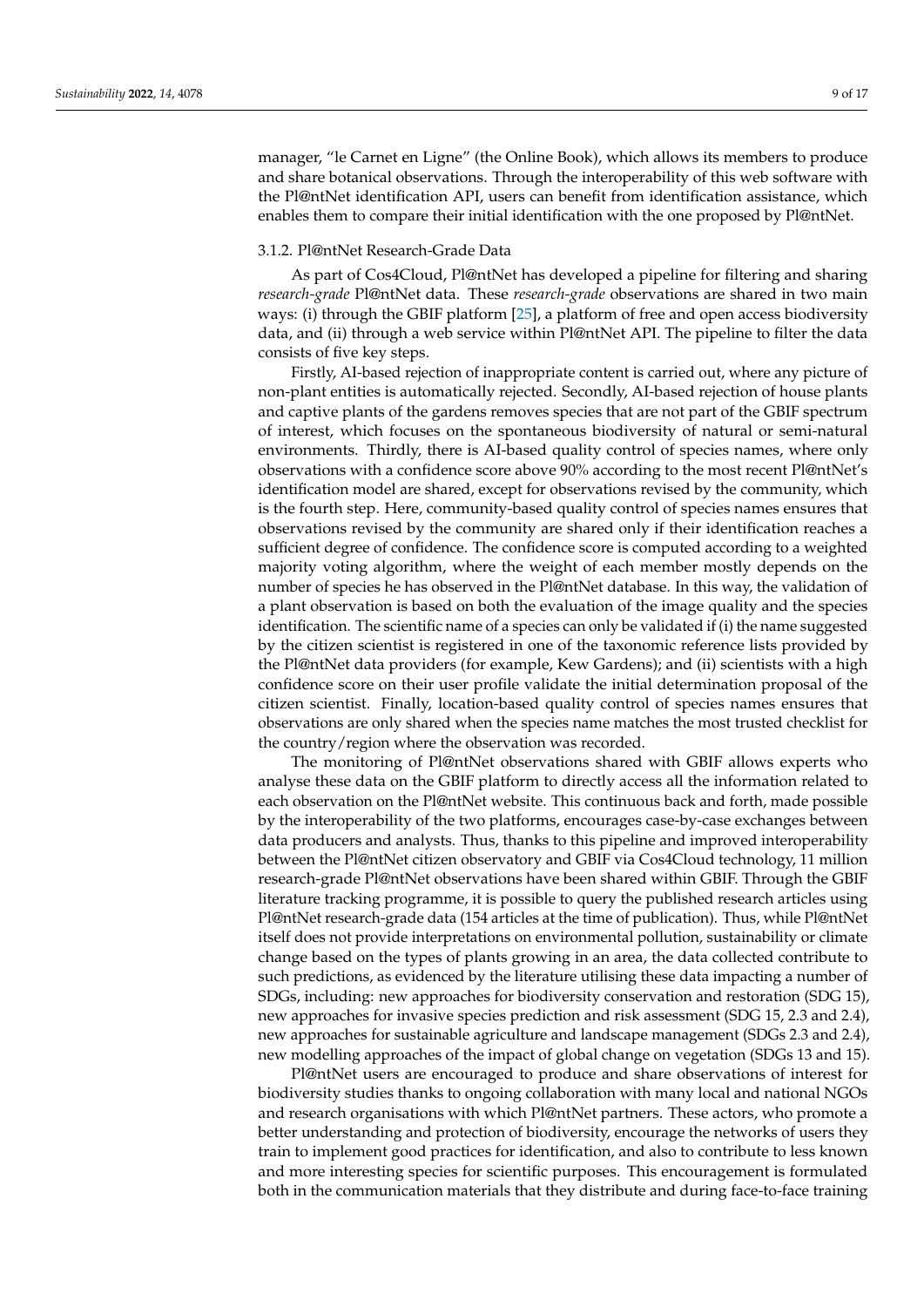manager, "le Carnet en Ligne" (the Online Book), which allows its members to produce and share botanical observations. Through the interoperability of this web software with the Pl@ntNet identification API, users can benefit from identification assistance, which enables them to compare their initial identification with the one proposed by Pl@ntNet.

### 3.1.2. Pl@ntNet Research-Grade Data

As part of Cos4Cloud, Pl@ntNet has developed a pipeline for filtering and sharing *research-grade* Pl@ntNet data. These *research-grade* observations are shared in two main ways: (i) through the GBIF platform [25], a platform of free and open access biodiversity data, and (ii) through a web service within Pl@ntNet API. The pipeline to filter the data consists of five key steps.

Firstly, AI-based rejection of inappropriate content is carried out, where any picture of non-plant entities is automatically rejected. Secondly, AI-based rejection of house plants and captive plants of the gardens removes species that are not part of the GBIF spectrum of interest, which focuses on the spontaneous biodiversity of natural or semi-natural environments. Thirdly, there is AI-based quality control of species names, where only observations with a confidence score above 90% according to the most recent Pl@ntNet's identification model are shared, except for observations revised by the community, which is the fourth step. Here, community-based quality control of species names ensures that observations revised by the community are shared only if their identification reaches a sufficient degree of confidence. The confidence score is computed according to a weighted majority voting algorithm, where the weight of each member mostly depends on the number of species he has observed in the Pl@ntNet database. In this way, the validation of a plant observation is based on both the evaluation of the image quality and the species identification. The scientific name of a species can only be validated if (i) the name suggested by the citizen scientist is registered in one of the taxonomic reference lists provided by the Pl@ntNet data providers (for example, Kew Gardens); and (ii) scientists with a high confidence score on their user profile validate the initial determination proposal of the citizen scientist. Finally, location-based quality control of species names ensures that observations are only shared when the species name matches the most trusted checklist for the country/region where the observation was recorded.

The monitoring of Pl@ntNet observations shared with GBIF allows experts who analyse these data on the GBIF platform to directly access all the information related to each observation on the Pl@ntNet website. This continuous back and forth, made possible by the interoperability of the two platforms, encourages case-by-case exchanges between data producers and analysts. Thus, thanks to this pipeline and improved interoperability between the Pl@ntNet citizen observatory and GBIF via Cos4Cloud technology, 11 million research-grade Pl@ntNet observations have been shared within GBIF. Through the GBIF literature tracking programme, it is possible to query the published research articles using Pl@ntNet research-grade data (154 articles at the time of publication). Thus, while Pl@ntNet itself does not provide interpretations on environmental pollution, sustainability or climate change based on the types of plants growing in an area, the data collected contribute to such predictions, as evidenced by the literature utilising these data impacting a number of SDGs, including: new approaches for biodiversity conservation and restoration (SDG 15), new approaches for invasive species prediction and risk assessment (SDG 15, 2.3 and 2.4), new approaches for sustainable agriculture and landscape management (SDGs 2.3 and 2.4), new modelling approaches of the impact of global change on vegetation (SDGs 13 and 15).

Pl@ntNet users are encouraged to produce and share observations of interest for biodiversity studies thanks to ongoing collaboration with many local and national NGOs and research organisations with which Pl@ntNet partners. These actors, who promote a better understanding and protection of biodiversity, encourage the networks of users they train to implement good practices for identification, and also to contribute to less known and more interesting species for scientific purposes. This encouragement is formulated both in the communication materials that they distribute and during face-to-face training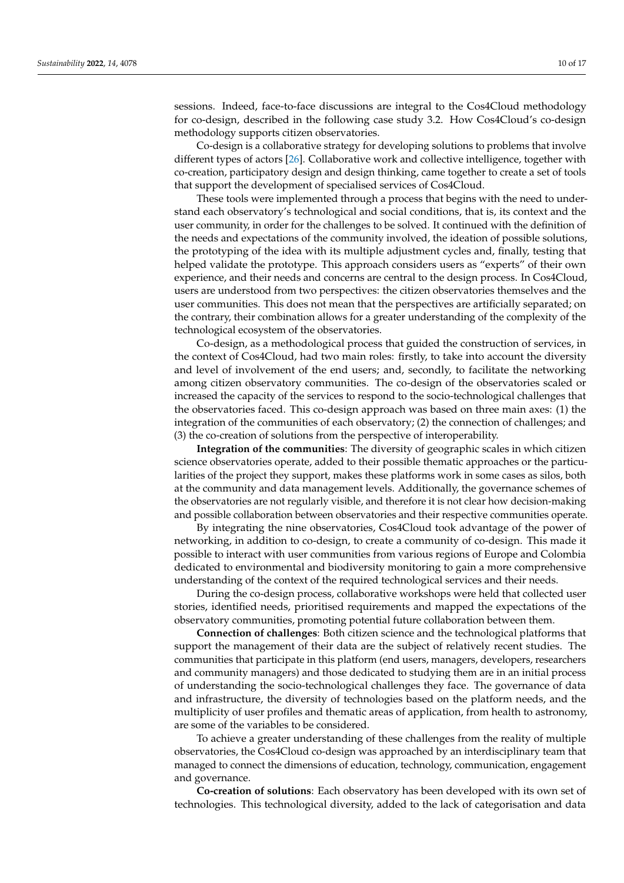sessions. Indeed, face-to-face discussions are integral to the Cos4Cloud methodology for co-design, described in the following case study 3.2. How Cos4Cloud's co-design methodology supports citizen observatories.

Co-design is a collaborative strategy for developing solutions to problems that involve different types of actors [26]. Collaborative work and collective intelligence, together with co-creation, participatory design and design thinking, came together to create a set of tools that support the development of specialised services of Cos4Cloud.

These tools were implemented through a process that begins with the need to understand each observatory's technological and social conditions, that is, its context and the user community, in order for the challenges to be solved. It continued with the definition of the needs and expectations of the community involved, the ideation of possible solutions, the prototyping of the idea with its multiple adjustment cycles and, finally, testing that helped validate the prototype. This approach considers users as "experts" of their own experience, and their needs and concerns are central to the design process. In Cos4Cloud, users are understood from two perspectives: the citizen observatories themselves and the user communities. This does not mean that the perspectives are artificially separated; on the contrary, their combination allows for a greater understanding of the complexity of the technological ecosystem of the observatories.

Co-design, as a methodological process that guided the construction of services, in the context of Cos4Cloud, had two main roles: firstly, to take into account the diversity and level of involvement of the end users; and, secondly, to facilitate the networking among citizen observatory communities. The co-design of the observatories scaled or increased the capacity of the services to respond to the socio-technological challenges that the observatories faced. This co-design approach was based on three main axes: (1) the integration of the communities of each observatory; (2) the connection of challenges; and (3) the co-creation of solutions from the perspective of interoperability.

**Integration of the communities**: The diversity of geographic scales in which citizen science observatories operate, added to their possible thematic approaches or the particularities of the project they support, makes these platforms work in some cases as silos, both at the community and data management levels. Additionally, the governance schemes of the observatories are not regularly visible, and therefore it is not clear how decision-making and possible collaboration between observatories and their respective communities operate.

By integrating the nine observatories, Cos4Cloud took advantage of the power of networking, in addition to co-design, to create a community of co-design. This made it possible to interact with user communities from various regions of Europe and Colombia dedicated to environmental and biodiversity monitoring to gain a more comprehensive understanding of the context of the required technological services and their needs.

During the co-design process, collaborative workshops were held that collected user stories, identified needs, prioritised requirements and mapped the expectations of the observatory communities, promoting potential future collaboration between them.

**Connection of challenges**: Both citizen science and the technological platforms that support the management of their data are the subject of relatively recent studies. The communities that participate in this platform (end users, managers, developers, researchers and community managers) and those dedicated to studying them are in an initial process of understanding the socio-technological challenges they face. The governance of data and infrastructure, the diversity of technologies based on the platform needs, and the multiplicity of user profiles and thematic areas of application, from health to astronomy, are some of the variables to be considered.

To achieve a greater understanding of these challenges from the reality of multiple observatories, the Cos4Cloud co-design was approached by an interdisciplinary team that managed to connect the dimensions of education, technology, communication, engagement and governance.

**Co-creation of solutions**: Each observatory has been developed with its own set of technologies. This technological diversity, added to the lack of categorisation and data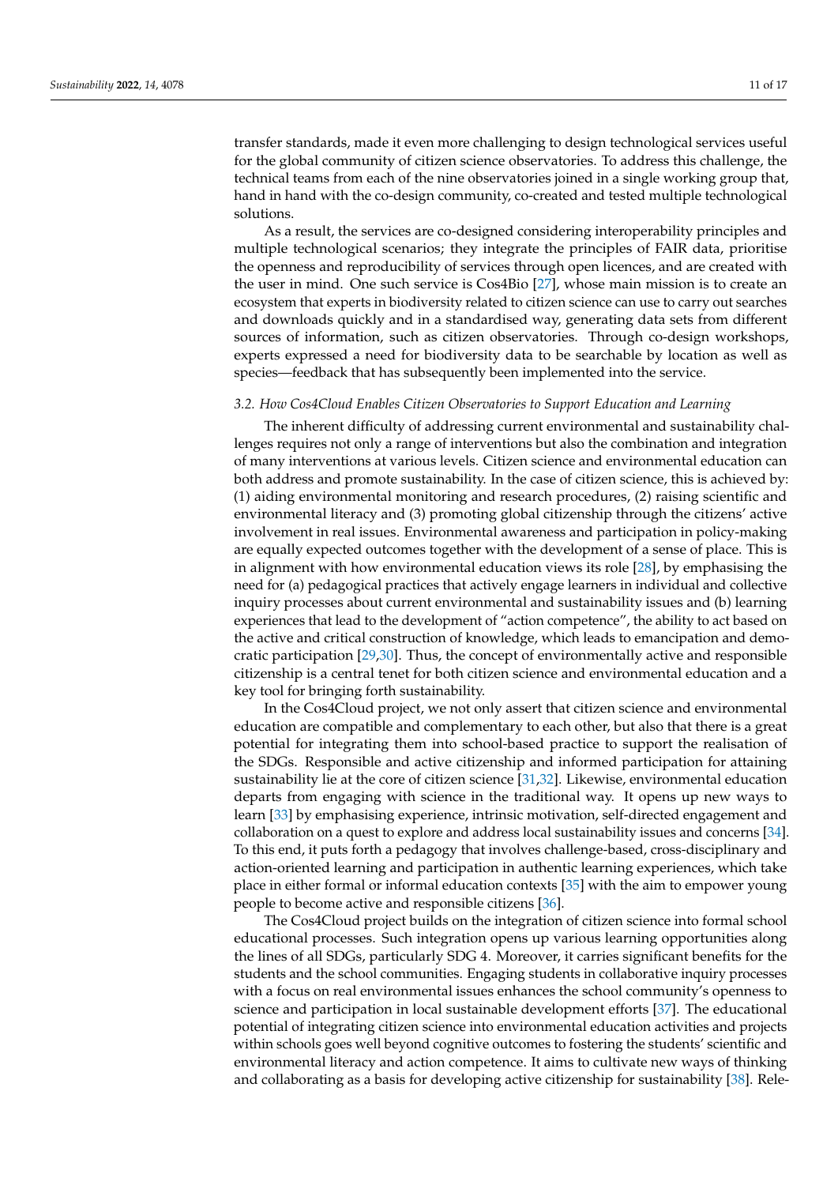transfer standards, made it even more challenging to design technological services useful for the global community of citizen science observatories. To address this challenge, the technical teams from each of the nine observatories joined in a single working group that, hand in hand with the co-design community, co-created and tested multiple technological solutions.

As a result, the services are co-designed considering interoperability principles and multiple technological scenarios; they integrate the principles of FAIR data, prioritise the openness and reproducibility of services through open licences, and are created with the user in mind. One such service is Cos4Bio [27], whose main mission is to create an ecosystem that experts in biodiversity related to citizen science can use to carry out searches and downloads quickly and in a standardised way, generating data sets from different sources of information, such as citizen observatories. Through co-design workshops, experts expressed a need for biodiversity data to be searchable by location as well as species—feedback that has subsequently been implemented into the service.

### *3.2. How Cos4Cloud Enables Citizen Observatories to Support Education and Learning*

The inherent difficulty of addressing current environmental and sustainability challenges requires not only a range of interventions but also the combination and integration of many interventions at various levels. Citizen science and environmental education can both address and promote sustainability. In the case of citizen science, this is achieved by: (1) aiding environmental monitoring and research procedures, (2) raising scientific and environmental literacy and (3) promoting global citizenship through the citizens' active involvement in real issues. Environmental awareness and participation in policy-making are equally expected outcomes together with the development of a sense of place. This is in alignment with how environmental education views its role [28], by emphasising the need for (a) pedagogical practices that actively engage learners in individual and collective inquiry processes about current environmental and sustainability issues and (b) learning experiences that lead to the development of "action competence", the ability to act based on the active and critical construction of knowledge, which leads to emancipation and democratic participation [29,30]. Thus, the concept of environmentally active and responsible citizenship is a central tenet for both citizen science and environmental education and a key tool for bringing forth sustainability.

In the Cos4Cloud project, we not only assert that citizen science and environmental education are compatible and complementary to each other, but also that there is a great potential for integrating them into school-based practice to support the realisation of the SDGs. Responsible and active citizenship and informed participation for attaining sustainability lie at the core of citizen science [31,32]. Likewise, environmental education departs from engaging with science in the traditional way. It opens up new ways to learn [33] by emphasising experience, intrinsic motivation, self-directed engagement and collaboration on a quest to explore and address local sustainability issues and concerns [34]. To this end, it puts forth a pedagogy that involves challenge-based, cross-disciplinary and action-oriented learning and participation in authentic learning experiences, which take place in either formal or informal education contexts [35] with the aim to empower young people to become active and responsible citizens [36].

The Cos4Cloud project builds on the integration of citizen science into formal school educational processes. Such integration opens up various learning opportunities along the lines of all SDGs, particularly SDG 4. Moreover, it carries significant benefits for the students and the school communities. Engaging students in collaborative inquiry processes with a focus on real environmental issues enhances the school community's openness to science and participation in local sustainable development efforts [37]. The educational potential of integrating citizen science into environmental education activities and projects within schools goes well beyond cognitive outcomes to fostering the students' scientific and environmental literacy and action competence. It aims to cultivate new ways of thinking and collaborating as a basis for developing active citizenship for sustainability [38]. Rele-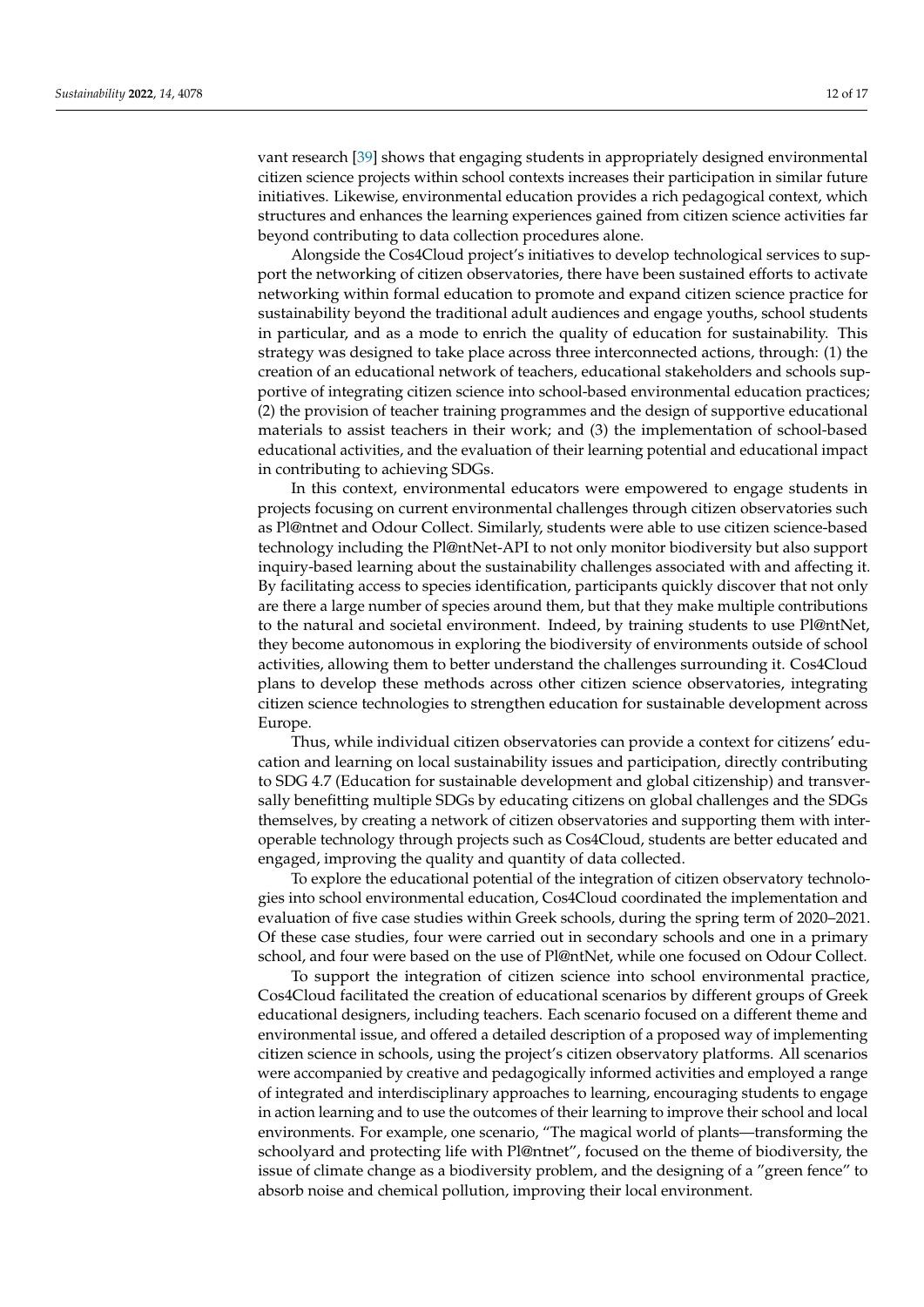vant research [39] shows that engaging students in appropriately designed environmental citizen science projects within school contexts increases their participation in similar future initiatives. Likewise, environmental education provides a rich pedagogical context, which structures and enhances the learning experiences gained from citizen science activities far beyond contributing to data collection procedures alone.

Alongside the Cos4Cloud project's initiatives to develop technological services to support the networking of citizen observatories, there have been sustained efforts to activate networking within formal education to promote and expand citizen science practice for sustainability beyond the traditional adult audiences and engage youths, school students in particular, and as a mode to enrich the quality of education for sustainability. This strategy was designed to take place across three interconnected actions, through: (1) the creation of an educational network of teachers, educational stakeholders and schools supportive of integrating citizen science into school-based environmental education practices; (2) the provision of teacher training programmes and the design of supportive educational materials to assist teachers in their work; and (3) the implementation of school-based educational activities, and the evaluation of their learning potential and educational impact in contributing to achieving SDGs.

In this context, environmental educators were empowered to engage students in projects focusing on current environmental challenges through citizen observatories such as Pl@ntnet and Odour Collect. Similarly, students were able to use citizen science-based technology including the Pl@ntNet-API to not only monitor biodiversity but also support inquiry-based learning about the sustainability challenges associated with and affecting it. By facilitating access to species identification, participants quickly discover that not only are there a large number of species around them, but that they make multiple contributions to the natural and societal environment. Indeed, by training students to use Pl@ntNet, they become autonomous in exploring the biodiversity of environments outside of school activities, allowing them to better understand the challenges surrounding it. Cos4Cloud plans to develop these methods across other citizen science observatories, integrating citizen science technologies to strengthen education for sustainable development across Europe.

Thus, while individual citizen observatories can provide a context for citizens' education and learning on local sustainability issues and participation, directly contributing to SDG 4.7 (Education for sustainable development and global citizenship) and transversally benefitting multiple SDGs by educating citizens on global challenges and the SDGs themselves, by creating a network of citizen observatories and supporting them with interoperable technology through projects such as Cos4Cloud, students are better educated and engaged, improving the quality and quantity of data collected.

To explore the educational potential of the integration of citizen observatory technologies into school environmental education, Cos4Cloud coordinated the implementation and evaluation of five case studies within Greek schools, during the spring term of 2020–2021. Of these case studies, four were carried out in secondary schools and one in a primary school, and four were based on the use of Pl@ntNet, while one focused on Odour Collect.

To support the integration of citizen science into school environmental practice, Cos4Cloud facilitated the creation of educational scenarios by different groups of Greek educational designers, including teachers. Each scenario focused on a different theme and environmental issue, and offered a detailed description of a proposed way of implementing citizen science in schools, using the project's citizen observatory platforms. All scenarios were accompanied by creative and pedagogically informed activities and employed a range of integrated and interdisciplinary approaches to learning, encouraging students to engage in action learning and to use the outcomes of their learning to improve their school and local environments. For example, one scenario, "The magical world of plants—transforming the schoolyard and protecting life with Pl@ntnet", focused on the theme of biodiversity, the issue of climate change as a biodiversity problem, and the designing of a "green fence" to absorb noise and chemical pollution, improving their local environment.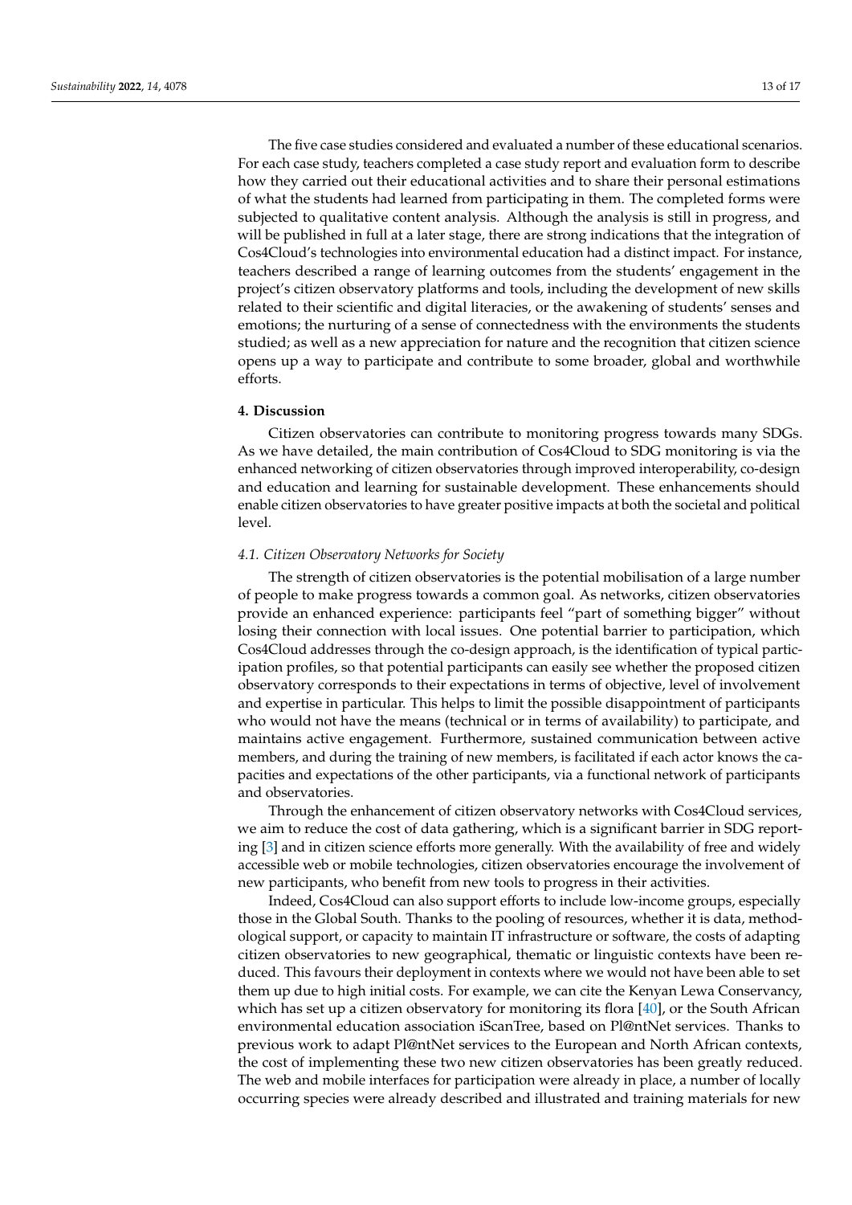The five case studies considered and evaluated a number of these educational scenarios. For each case study, teachers completed a case study report and evaluation form to describe how they carried out their educational activities and to share their personal estimations of what the students had learned from participating in them. The completed forms were subjected to qualitative content analysis. Although the analysis is still in progress, and will be published in full at a later stage, there are strong indications that the integration of Cos4Cloud's technologies into environmental education had a distinct impact. For instance, teachers described a range of learning outcomes from the students' engagement in the project's citizen observatory platforms and tools, including the development of new skills related to their scientific and digital literacies, or the awakening of students' senses and emotions; the nurturing of a sense of connectedness with the environments the students studied; as well as a new appreciation for nature and the recognition that citizen science opens up a way to participate and contribute to some broader, global and worthwhile efforts.

## 4. Discussion

Citizen observatories can contribute to monitoring progress towards many SDGs. As we have detailed, the main contribution of Cos4Cloud to SDG monitoring is via the enhanced networking of citizen observatories through improved interoperability, co-design and education and learning for sustainable development. These enhancements should enable citizen observatories to have greater positive impacts at both the societal and political level.

### *4.1. Citizen Observatory Networks for Society*

The strength of citizen observatories is the potential mobilisation of a large number of people to make progress towards a common goal. As networks, citizen observatories provide an enhanced experience: participants feel "part of something bigger" without losing their connection with local issues. One potential barrier to participation, which Cos4Cloud addresses through the co-design approach, is the identification of typical participation profiles, so that potential participants can easily see whether the proposed citizen observatory corresponds to their expectations in terms of objective, level of involvement and expertise in particular. This helps to limit the possible disappointment of participants who would not have the means (technical or in terms of availability) to participate, and maintains active engagement. Furthermore, sustained communication between active members, and during the training of new members, is facilitated if each actor knows the capacities and expectations of the other participants, via a functional network of participants and observatories.

Through the enhancement of citizen observatory networks with Cos4Cloud services, we aim to reduce the cost of data gathering, which is a significant barrier in SDG reporting [3] and in citizen science efforts more generally. With the availability of free and widely accessible web or mobile technologies, citizen observatories encourage the involvement of new participants, who benefit from new tools to progress in their activities.

Indeed, Cos4Cloud can also support efforts to include low-income groups, especially those in the Global South. Thanks to the pooling of resources, whether it is data, methodological support, or capacity to maintain IT infrastructure or software, the costs of adapting citizen observatories to new geographical, thematic or linguistic contexts have been reduced. This favours their deployment in contexts where we would not have been able to set them up due to high initial costs. For example, we can cite the Kenyan Lewa Conservancy, which has set up a citizen observatory for monitoring its flora [40], or the South African environmental education association iScanTree, based on Pl@ntNet services. Thanks to previous work to adapt Pl@ntNet services to the European and North African contexts, the cost of implementing these two new citizen observatories has been greatly reduced. The web and mobile interfaces for participation were already in place, a number of locally occurring species were already described and illustrated and training materials for new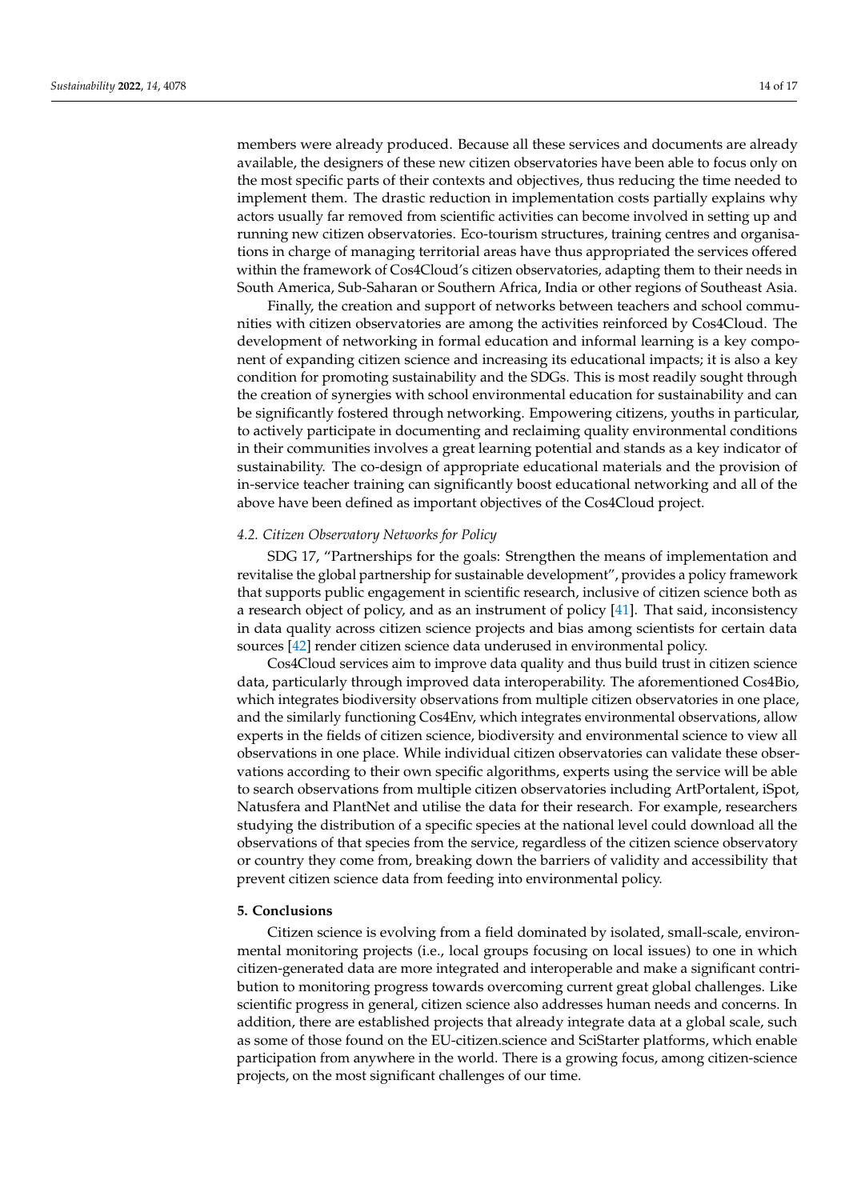members were already produced. Because all these services and documents are already available, the designers of these new citizen observatories have been able to focus only on the most specific parts of their contexts and objectives, thus reducing the time needed to implement them. The drastic reduction in implementation costs partially explains why actors usually far removed from scientific activities can become involved in setting up and running new citizen observatories. Eco-tourism structures, training centres and organisations in charge of managing territorial areas have thus appropriated the services offered within the framework of Cos4Cloud's citizen observatories, adapting them to their needs in South America, Sub-Saharan or Southern Africa, India or other regions of Southeast Asia.

Finally, the creation and support of networks between teachers and school communities with citizen observatories are among the activities reinforced by Cos4Cloud. The development of networking in formal education and informal learning is a key component of expanding citizen science and increasing its educational impacts; it is also a key condition for promoting sustainability and the SDGs. This is most readily sought through the creation of synergies with school environmental education for sustainability and can be significantly fostered through networking. Empowering citizens, youths in particular, to actively participate in documenting and reclaiming quality environmental conditions in their communities involves a great learning potential and stands as a key indicator of sustainability. The co-design of appropriate educational materials and the provision of in-service teacher training can significantly boost educational networking and all of the above have been defined as important objectives of the Cos4Cloud project.

### *4.2. Citizen Observatory Networks for Policy*

SDG 17, "Partnerships for the goals: Strengthen the means of implementation and revitalise the global partnership for sustainable development", provides a policy framework that supports public engagement in scientific research, inclusive of citizen science both as a research object of policy, and as an instrument of policy [41]. That said, inconsistency in data quality across citizen science projects and bias among scientists for certain data sources [42] render citizen science data underused in environmental policy.

Cos4Cloud services aim to improve data quality and thus build trust in citizen science data, particularly through improved data interoperability. The aforementioned Cos4Bio, which integrates biodiversity observations from multiple citizen observatories in one place, and the similarly functioning Cos4Env, which integrates environmental observations, allow experts in the fields of citizen science, biodiversity and environmental science to view all observations in one place. While individual citizen observatories can validate these observations according to their own specific algorithms, experts using the service will be able to search observations from multiple citizen observatories including ArtPortalent, iSpot, Natusfera and PlantNet and utilise the data for their research. For example, researchers studying the distribution of a specific species at the national level could download all the observations of that species from the service, regardless of the citizen science observatory or country they come from, breaking down the barriers of validity and accessibility that prevent citizen science data from feeding into environmental policy.

## **5. Conclusions**

Citizen science is evolving from a field dominated by isolated, small-scale, environmental monitoring projects (i.e., local groups focusing on local issues) to one in which citizen-generated data are more integrated and interoperable and make a significant contribution to monitoring progress towards overcoming current great global challenges. Like scientific progress in general, citizen science also addresses human needs and concerns. In addition, there are established projects that already integrate data at a global scale, such as some of those found on the EU-citizen.science and SciStarter platforms, which enable participation from anywhere in the world. There is a growing focus, among citizen-science projects, on the most significant challenges of our time.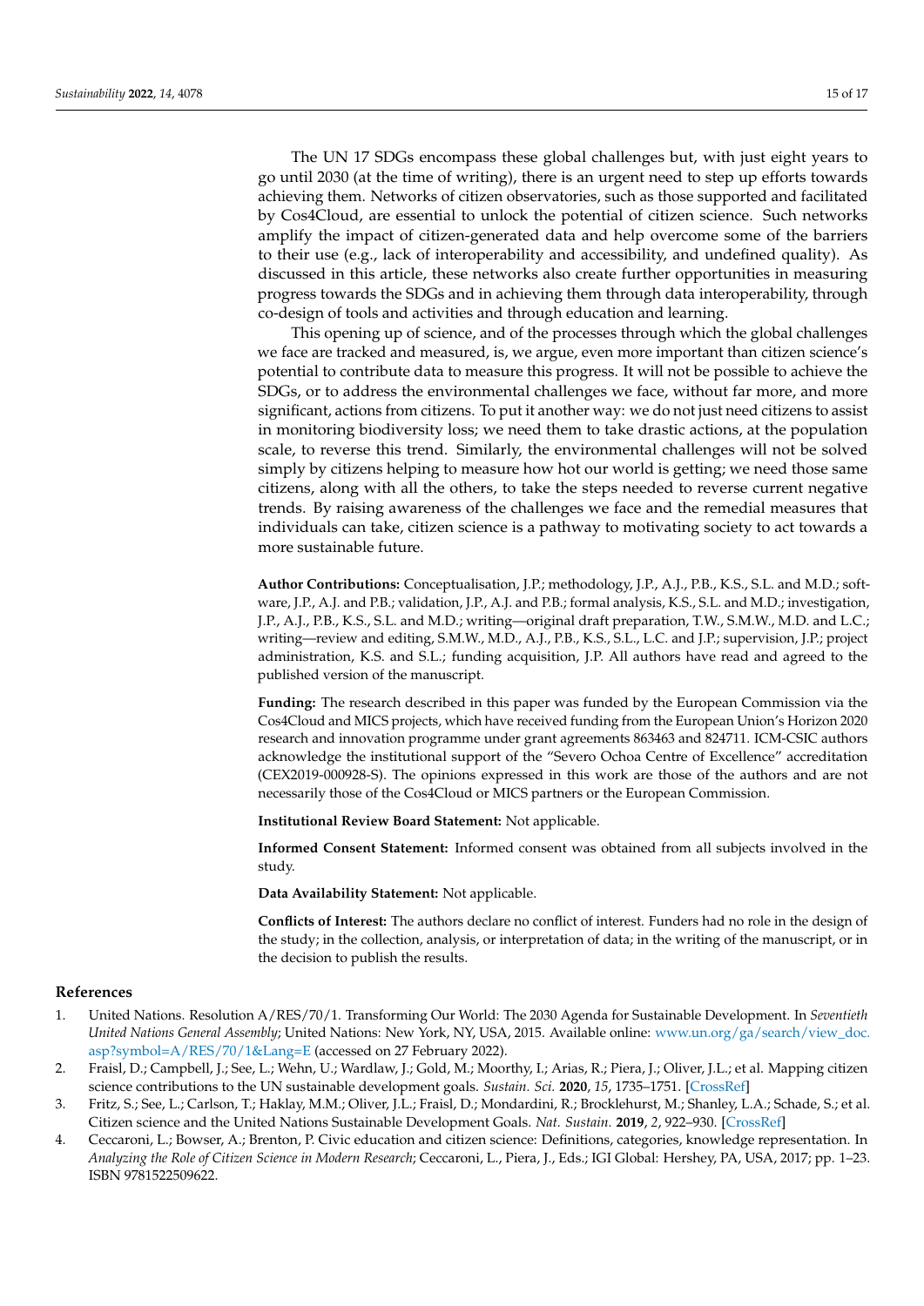The UN 17 SDGs encompass these global challenges but, with just eight years to go until 2030 (at the time of writing), there is an urgent need to step up efforts towards achieving them. Networks of citizen observatories, such as those supported and facilitated by Cos4Cloud, are essential to unlock the potential of citizen science. Such networks amplify the impact of citizen-generated data and help overcome some of the barriers to their use (e.g., lack of interoperability and accessibility, and undefined quality). As discussed in this article, these networks also create further opportunities in measuring progress towards the SDGs and in achieving them through data interoperability, through co-design of tools and activities and through education and learning.

This opening up of science, and of the processes through which the global challenges we face are tracked and measured, is, we argue, even more important than citizen science's potential to contribute data to measure this progress. It will not be possible to achieve the SDGs, or to address the environmental challenges we face, without far more, and more significant, actions from citizens. To put it another way: we do not just need citizens to assist in monitoring biodiversity loss; we need them to take drastic actions, at the population scale, to reverse this trend. Similarly, the environmental challenges will not be solved simply by citizens helping to measure how hot our world is getting; we need those same citizens, along with all the others, to take the steps needed to reverse current negative trends. By raising awareness of the challenges we face and the remedial measures that individuals can take, citizen science is a pathway to motivating society to act towards a more sustainable future.

**Author Contributions:** Conceptualisation, J.P.; methodology, J.P., A.J., P.B., K.S., S.L. and M.D.; software, J.P., A.J. and P.B.; validation, J.P., A.J. and P.B.; formal analysis, K.S., S.L. and M.D.; investigation, J.P., A.J., P.B., K.S., S.L. and M.D.; writing—original draft preparation, T.W., S.M.W., M.D. and L.C.; writing—review and editing, S.M.W., M.D., A.J., P.B., K.S., S.L., L.C. and J.P.; supervision, J.P.; project administration, K.S. and S.L.; funding acquisition, J.P. All authors have read and agreed to the published version of the manuscript.

**Funding:** The research described in this paper was funded by the European Commission via the Cos4Cloud and MICS projects, which have received funding from the European Union's Horizon 2020 research and innovation programme under grant agreements 863463 and 824711. ICM-CSIC authors acknowledge the institutional support of the "Severo Ochoa Centre of Excellence" accreditation (CEX2019-000928-S). The opinions expressed in this work are those of the authors and are not necessarily those of the Cos4Cloud or MICS partners or the European Commission.

**Institutional Review Board Statement:** Not applicable.

**Informed Consent Statement:** Informed consent was obtained from all subjects involved in the study.

**Data Availability Statement:** Not applicable.

**Conflicts of Interest:** The authors declare no conflict of interest. Funders had no role in the design of the study; in the collection, analysis, or interpretation of data; in the writing of the manuscript, or in the decision to publish the results.

## References

1. United Nations. Resolution A/RES/70/1. Transforming Our World: The 2030 Agenda for Sustainable Development. In *Seventieth United Nations General Assembly*; United Nations: New York, NY, USA, 2015. Available online: www.un.org/ga/search/view_doc.asp?symbol=A/RES/70/1&Lang=E (accessed on 27 February 2022).
2. Fraisl, D.; Campbell, J.; See, L.; Wehn, U.; Wardlaw, J.; Gold, M.; Moorthy, I.; Arias, R.; Piera, J.; Oliver, J.L.; et al. Mapping citizen science contributions to the UN sustainable development goals. *Sustain. Sci.* **2020**, *15*, 1735–1751. [CrossRef]
3. Fritz, S.; See, L.; Carlson, T.; Haklay, M.M.; Oliver, J.L.; Fraisl, D.; Mondardini, R.; Brocklehurst, M.; Shanley, L.A.; Schade, S.; et al. Citizen science and the United Nations Sustainable Development Goals. *Nat. Sustain.* **2019**, *2*, 922–930. [CrossRef]
4. Ceccaroni, L.; Bowser, A.; Brenton, P. Civic education and citizen science: Definitions, categories, knowledge representation. In *Analyzing the Role of Citizen Science in Modern Research*; Ceccaroni, L., Piera, J., Eds.; IGI Global: Hershey, PA, USA, 2017; pp. 1–23. ISBN 9781522509622.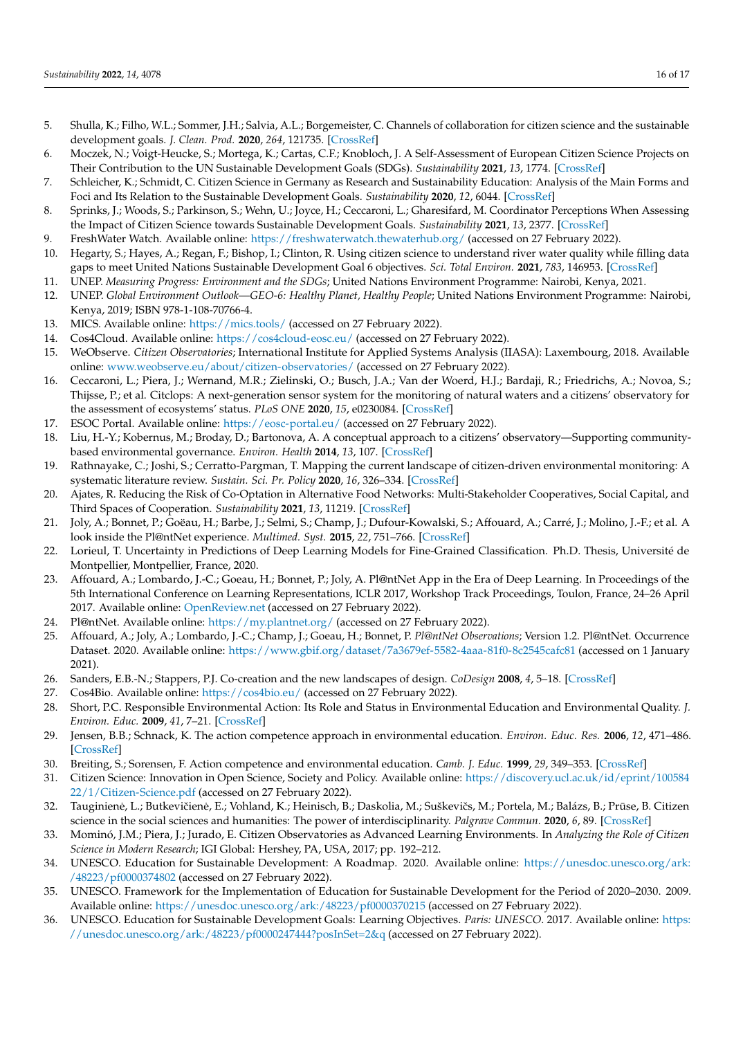5. Shulla, K.; Filho, W.L.; Sommer, J.H.; Salvia, A.L.; Borgemeister, C. Channels of collaboration for citizen science and the sustainable development goals. *J. Clean. Prod.* **2020**, *264*, 121735. [CrossRef]
6. Moczek, N.; Voigt-Heucke, S.; Mortega, K.; Cartas, C.F.; Knobloch, J. A Self-Assessment of European Citizen Science Projects on Their Contribution to the UN Sustainable Development Goals (SDGs). *Sustainability* **2021**, *13*, 1774. [CrossRef]
7. Schleicher, K.; Schmidt, C. Citizen Science in Germany as Research and Sustainability Education: Analysis of the Main Forms and Foci and Its Relation to the Sustainable Development Goals. *Sustainability* **2020**, *12*, 6044. [CrossRef]
8. Sprinks, J.; Woods, S.; Parkinson, S.; Wehn, U.; Joyce, H.; Ceccaroni, L.; Gharesifard, M. Coordinator Perceptions When Assessing the Impact of Citizen Science towards Sustainable Development Goals. *Sustainability* **2021**, *13*, 2377. [CrossRef]
9. FreshWater Watch. Available online: https://freshwaterwatch.thewaterhub.org/ (accessed on 27 February 2022).
10. Hegarty, S.; Hayes, A.; Regan, F.; Bishop, I.; Clinton, R. Using citizen science to understand river water quality while filling data gaps to meet United Nations Sustainable Development Goal 6 objectives. *Sci. Total Environ.* **2021**, *783*, 146953. [CrossRef]
11. UNEP. *Measuring Progress: Environment and the SDGs*; United Nations Environment Programme: Nairobi, Kenya, 2021.
12. UNEP. *Global Environment Outlook—GEO-6: Healthy Planet, Healthy People*; United Nations Environment Programme: Nairobi, Kenya, 2019; ISBN 978-1-108-70766-4.
13. MICS. Available online: https://mics.tools/ (accessed on 27 February 2022).
14. Cos4Cloud. Available online: https://cos4cloud-eosc.eu/ (accessed on 27 February 2022).
15. WeObserve. *Citizen Observatories*; International Institute for Applied Systems Analysis (IIASA): Laxembourg, 2018. Available online: www.weobserve.eu/about/citizen-observatories/ (accessed on 27 February 2022).
16. Ceccaroni, L.; Piera, J.; Wernand, M.R.; Zielinski, O.; Busch, J.A.; Van der Woerd, H.J.; Bardaji, R.; Friedrichs, A.; Novoa, S.; Thijsse, P.; et al. Citclops: A next-generation sensor system for the monitoring of natural waters and a citizens' observatory for the assessment of ecosystems' status. *PLoS ONE* **2020**, *15*, e0230084. [CrossRef]
17. ESOC Portal. Available online: https://eosc-portal.eu/ (accessed on 27 February 2022).
18. Liu, H.-Y.; Kobernus, M.; Broday, D.; Bartonova, A. A conceptual approach to a citizens' observatory—Supporting community-based environmental governance. *Environ. Health* **2014**, *13*, 107. [CrossRef]
19. Rathnayake, C.; Joshi, S.; Cerratto-Pargman, T. Mapping the current landscape of citizen-driven environmental monitoring: A systematic literature review. *Sustain. Sci. Pr. Policy* **2020**, *16*, 326–334. [CrossRef]
20. Ajates, R. Reducing the Risk of Co-Optation in Alternative Food Networks: Multi-Stakeholder Cooperatives, Social Capital, and Third Spaces of Cooperation. *Sustainability* **2021**, *13*, 11219. [CrossRef]
21. Joly, A.; Bonnet, P.; Goëau, H.; Barbe, J.; Selmi, S.; Champ, J.; Dufour-Kowalski, S.; Affouard, A.; Carré, J.; Molino, J.-F.; et al. A look inside the Pl@ntNet experience. *Multimed. Syst.* **2015**, *22*, 751–766. [CrossRef]
22. Lorieul, T. Uncertainty in Predictions of Deep Learning Models for Fine-Grained Classification. Ph.D. Thesis, Université de Montpellier, Montpellier, France, 2020.
23. Affouard, A.; Lombardo, J.-C.; Goeau, H.; Bonnet, P.; Joly, A. Pl@ntNet App in the Era of Deep Learning. In Proceedings of the 5th International Conference on Learning Representations, ICLR 2017, Workshop Track Proceedings, Toulon, France, 24–26 April 2017. Available online: OpenReview.net (accessed on 27 February 2022).
24. Pl@ntNet. Available online: https://my.plantnet.org/ (accessed on 27 February 2022).
25. Affouard, A.; Joly, A.; Lombardo, J.-C.; Champ, J.; Goeau, H.; Bonnet, P. *Pl@ntNet Observations*; Version 1.2. Pl@ntNet. Occurrence Dataset. 2020. Available online: https://www.gbif.org/dataset/7a3679ef-5582-4aaa-81f0-8c2545cafc81 (accessed on 1 January 2021).
26. Sanders, E.B.-N.; Stappers, P.J. Co-creation and the new landscapes of design. *CoDesign* **2008**, *4*, 5–18. [CrossRef]
27. Cos4Bio. Available online: https://cos4bio.eu/ (accessed on 27 February 2022).
28. Short, P.C. Responsible Environmental Action: Its Role and Status in Environmental Education and Environmental Quality. *J. Environ. Educ.* **2009**, *41*, 7–21. [CrossRef]
29. Jensen, B.B.; Schnack, K. The action competence approach in environmental education. *Environ. Educ. Res.* **2006**, *12*, 471–486. [CrossRef]
30. Breiting, S.; Sorensen, F. Action competence and environmental education. *Camb. J. Educ.* **1999**, *29*, 349–353. [CrossRef]
31. Citizen Science: Innovation in Open Science, Society and Policy. Available online: https://discovery.ucl.ac.uk/id/eprint/10058422/1/Citizen-Science.pdf (accessed on 27 February 2022).
32. Tauginienė, L.; Butkevičienė, E.; Vohland, K.; Heinisch, B.; Daskolia, M.; Suškevičs, M.; Portela, M.; Balázs, B.; Prūse, B. Citizen science in the social sciences and humanities: The power of interdisciplinarity. *Palgrave Commun.* **2020**, *6*, 89. [CrossRef]
33. Mominó, J.M.; Piera, J.; Jurado, E. Citizen Observatories as Advanced Learning Environments. In *Analyzing the Role of Citizen Science in Modern Research*; IGI Global: Hershey, PA, USA, 2017; pp. 192–212.
34. UNESCO. Education for Sustainable Development: A Roadmap. 2020. Available online: https://unesdoc.unesco.org/ark:/48223/pf0000374802 (accessed on 27 February 2022).
35. UNESCO. Framework for the Implementation of Education for Sustainable Development for the Period of 2020–2030. 2009. Available online: https://unesdoc.unesco.org/ark:/48223/pf0000370215 (accessed on 27 February 2022).
36. UNESCO. Education for Sustainable Development Goals: Learning Objectives. *Paris: UNESCO.* 2017. Available online: https://unesdoc.unesco.org/ark:/48223/pf0000247444?posInSet=2&q (accessed on 27 February 2022).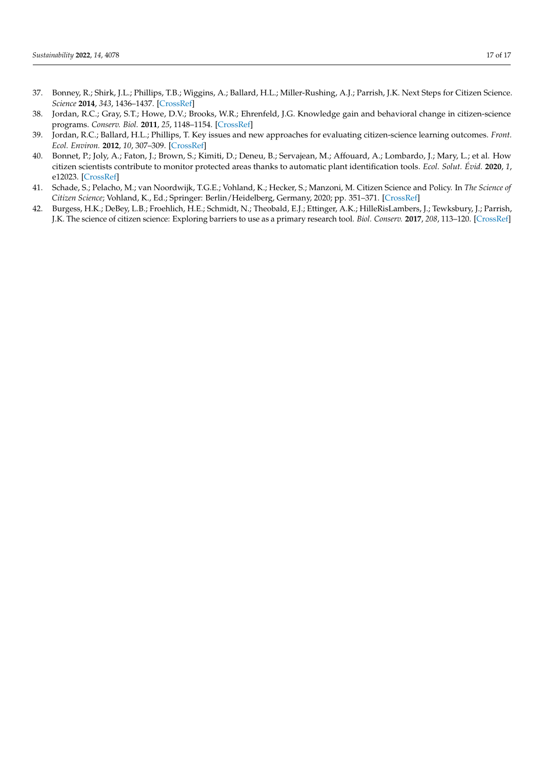37. Bonney, R.; Shirk, J.L.; Phillips, T.B.; Wiggins, A.; Ballard, H.L.; Miller-Rushing, A.J.; Parrish, J.K. Next Steps for Citizen Science. *Science* **2014**, *343*, 1436–1437. [CrossRef]
38. Jordan, R.C.; Gray, S.T.; Howe, D.V.; Brooks, W.R.; Ehrenfeld, J.G. Knowledge gain and behavioral change in citizen-science programs. *Conserv. Biol.* **2011**, *25*, 1148–1154. [CrossRef]
39. Jordan, R.C.; Ballard, H.L.; Phillips, T. Key issues and new approaches for evaluating citizen-science learning outcomes. *Front. Ecol. Environ.* **2012**, *10*, 307–309. [CrossRef]
40. Bonnet, P.; Joly, A.; Faton, J.; Brown, S.; Kimiti, D.; Deneu, B.; Servajean, M.; Affouard, A.; Lombardo, J.; Mary, L.; et al. How citizen scientists contribute to monitor protected areas thanks to automatic plant identification tools. *Ecol. Solut. Évid.* **2020**, *1*, e12023. [CrossRef]
41. Schade, S.; Pelacho, M.; van Noordwijk, T.G.E.; Vohland, K.; Hecker, S.; Manzoni, M. Citizen Science and Policy. In *The Science of Citizen Science*; Vohland, K., Ed.; Springer: Berlin/Heidelberg, Germany, 2020; pp. 351–371. [CrossRef]
42. Burgess, H.K.; DeBey, L.B.; Froehlich, H.E.; Schmidt, N.; Theobald, E.J.; Ettinger, A.K.; HilleRisLambers, J.; Tewksbury, J.; Parrish, J.K. The science of citizen science: Exploring barriers to use as a primary research tool. *Biol. Conserv.* **2017**, *208*, 113–120. [CrossRef]